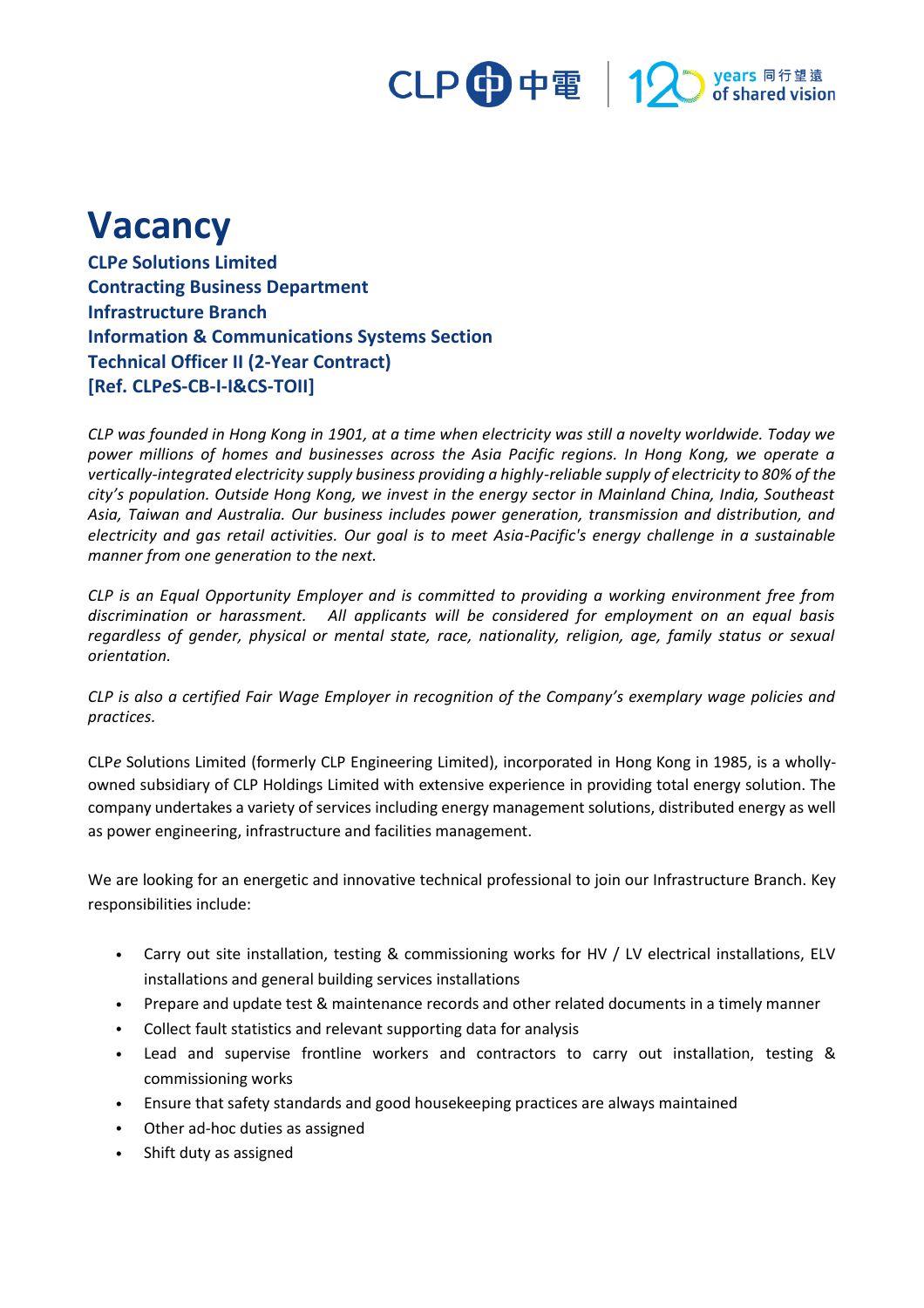# Vacancy

**CLP*e* Solutions Limited**
**Contracting Business Department**
**Infrastructure Branch**
**Information & Communications Systems Section**
**Technical Officer II (2-Year Contract)**
**[Ref. CLP*e*S-CB-I-I&CS-TOII]**

*CLP was founded in Hong Kong in 1901, at a time when electricity was still a novelty worldwide. Today we power millions of homes and businesses across the Asia Pacific regions. In Hong Kong, we operate a vertically-integrated electricity supply business providing a highly-reliable supply of electricity to 80% of the city's population. Outside Hong Kong, we invest in the energy sector in Mainland China, India, Southeast Asia, Taiwan and Australia. Our business includes power generation, transmission and distribution, and electricity and gas retail activities. Our goal is to meet Asia-Pacific's energy challenge in a sustainable manner from one generation to the next.*

*CLP is an Equal Opportunity Employer and is committed to providing a working environment free from discrimination or harassment. All applicants will be considered for employment on an equal basis regardless of gender, physical or mental state, race, nationality, religion, age, family status or sexual orientation.*

*CLP is also a certified Fair Wage Employer in recognition of the Company's exemplary wage policies and practices.*

CLP*e* Solutions Limited (formerly CLP Engineering Limited), incorporated in Hong Kong in 1985, is a wholly-owned subsidiary of CLP Holdings Limited with extensive experience in providing total energy solution. The company undertakes a variety of services including energy management solutions, distributed energy as well as power engineering, infrastructure and facilities management.

We are looking for an energetic and innovative technical professional to join our Infrastructure Branch. Key responsibilities include:

- Carry out site installation, testing & commissioning works for HV / LV electrical installations, ELV installations and general building services installations
- Prepare and update test & maintenance records and other related documents in a timely manner
- Collect fault statistics and relevant supporting data for analysis
- Lead and supervise frontline workers and contractors to carry out installation, testing & commissioning works
- Ensure that safety standards and good housekeeping practices are always maintained
- Other ad-hoc duties as assigned
- Shift duty as assigned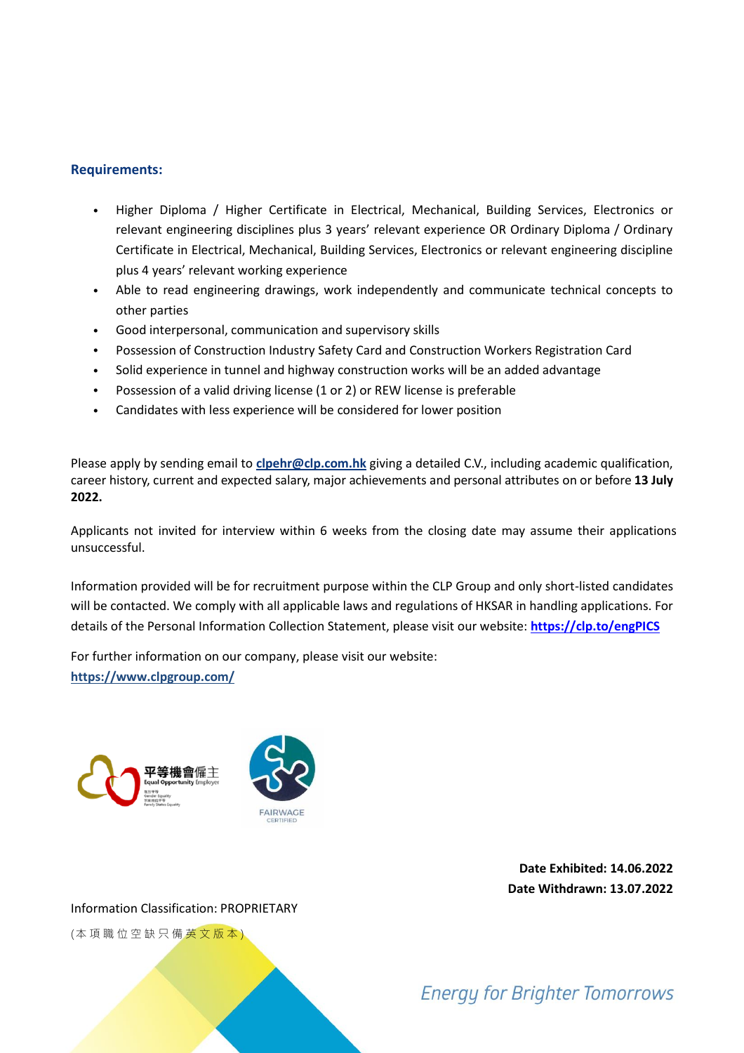**Requirements:**

- Higher Diploma / Higher Certificate in Electrical, Mechanical, Building Services, Electronics or relevant engineering disciplines plus 3 years' relevant experience OR Ordinary Diploma / Ordinary Certificate in Electrical, Mechanical, Building Services, Electronics or relevant engineering discipline plus 4 years' relevant working experience
- Able to read engineering drawings, work independently and communicate technical concepts to other parties
- Good interpersonal, communication and supervisory skills
- Possession of Construction Industry Safety Card and Construction Workers Registration Card
- Solid experience in tunnel and highway construction works will be an added advantage
- Possession of a valid driving license (1 or 2) or REW license is preferable
- Candidates with less experience will be considered for lower position

Please apply by sending email to **clpehr@clp.com.hk** giving a detailed C.V., including academic qualification, career history, current and expected salary, major achievements and personal attributes on or before **13 July 2022.**

Applicants not invited for interview within 6 weeks from the closing date may assume their applications unsuccessful.

Information provided will be for recruitment purpose within the CLP Group and only short-listed candidates will be contacted. We comply with all applicable laws and regulations of HKSAR in handling applications. For details of the Personal Information Collection Statement, please visit our website: **https://clp.to/engPICS**

For further information on our company, please visit our website:
**https://www.clpgroup.com/**

平等機會僱主 Equal Opportunity Employer

FAIRWAGE CERTIFIED

**Date Exhibited: 14.06.2022**
**Date Withdrawn: 13.07.2022**

Information Classification: PROPRIETARY

(本項職位空缺只備英文版本)

*Energy for Brighter Tomorrows*